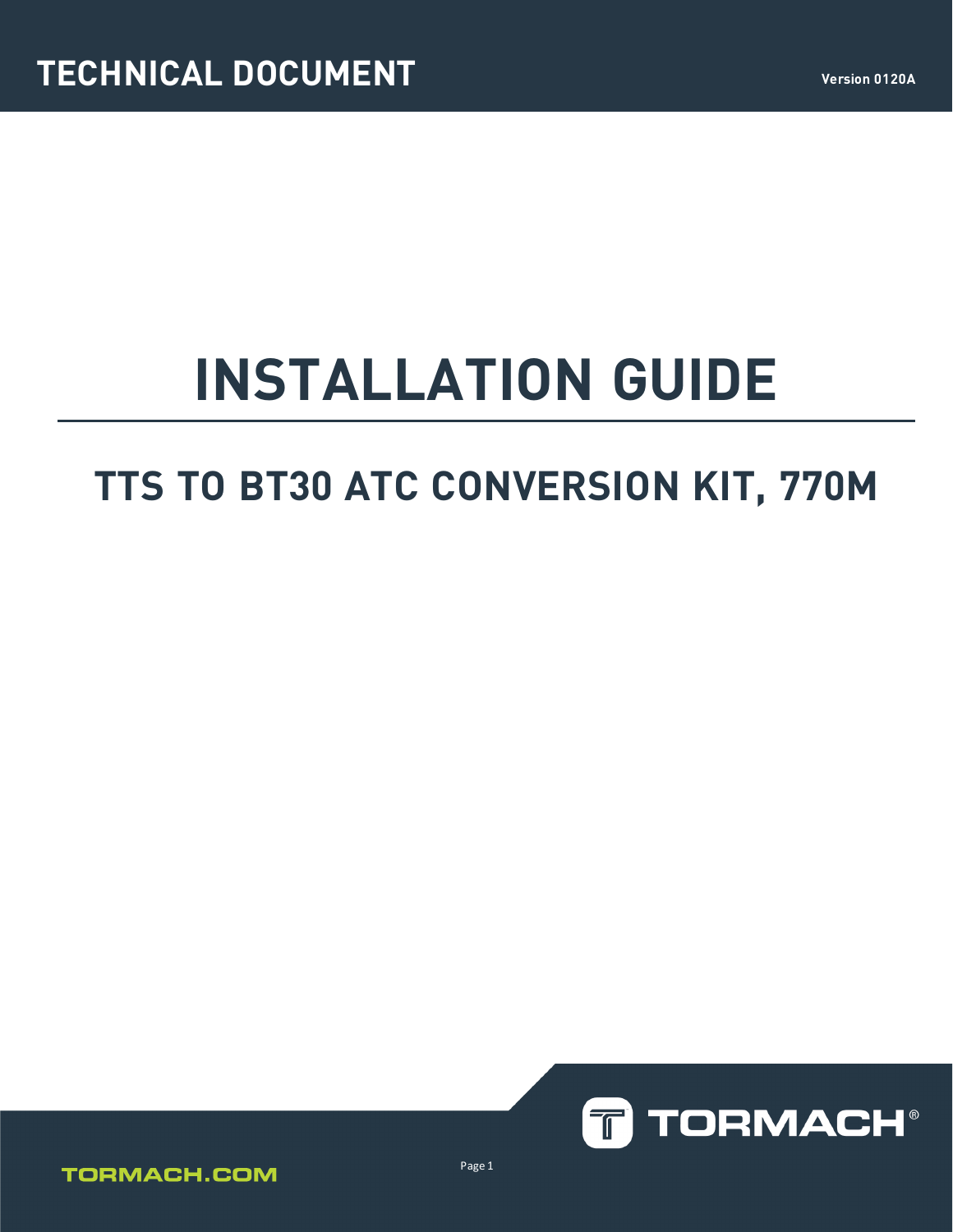TECHNICAL DOCUMENT

Version 0120A

# INSTALLATION GUIDE

## TTS TO BT30 ATC CONVERSION KIT, 770M

TORMACH.COM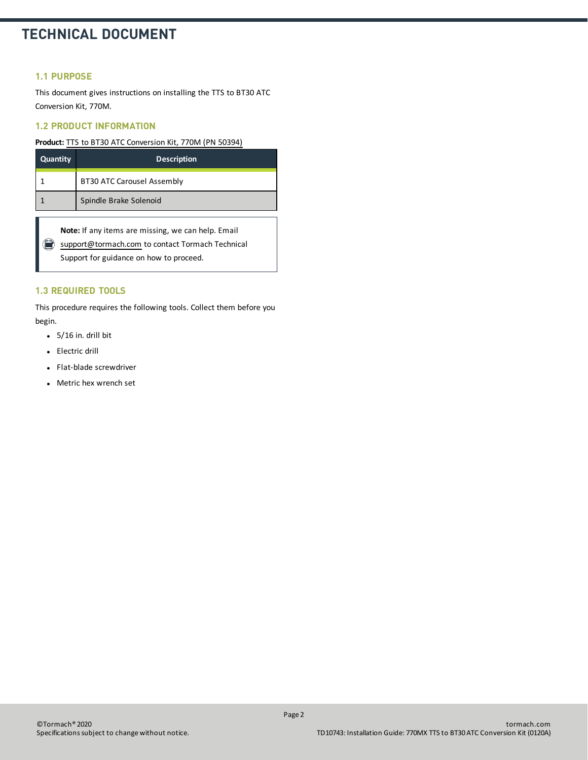# TECHNICAL DOCUMENT

## 1.1 PURPOSE

This document gives instructions on installing the TTS to BT30 ATC Conversion Kit, 770M.

## 1.2 PRODUCT INFORMATION

**Product:** TTS to BT30 ATC Conversion Kit, 770M (PN 50394)

| Quantity | Description |
|---|---|
| 1 | BT30 ATC Carousel Assembly |
| 1 | Spindle Brake Solenoid |

**Note:** If any items are missing, we can help. Email support@tormach.com to contact Tormach Technical Support for guidance on how to proceed.

## 1.3 REQUIRED TOOLS

This procedure requires the following tools. Collect them before you begin.

- 5/16 in. drill bit
- Electric drill
- Flat-blade screwdriver
- Metric hex wrench set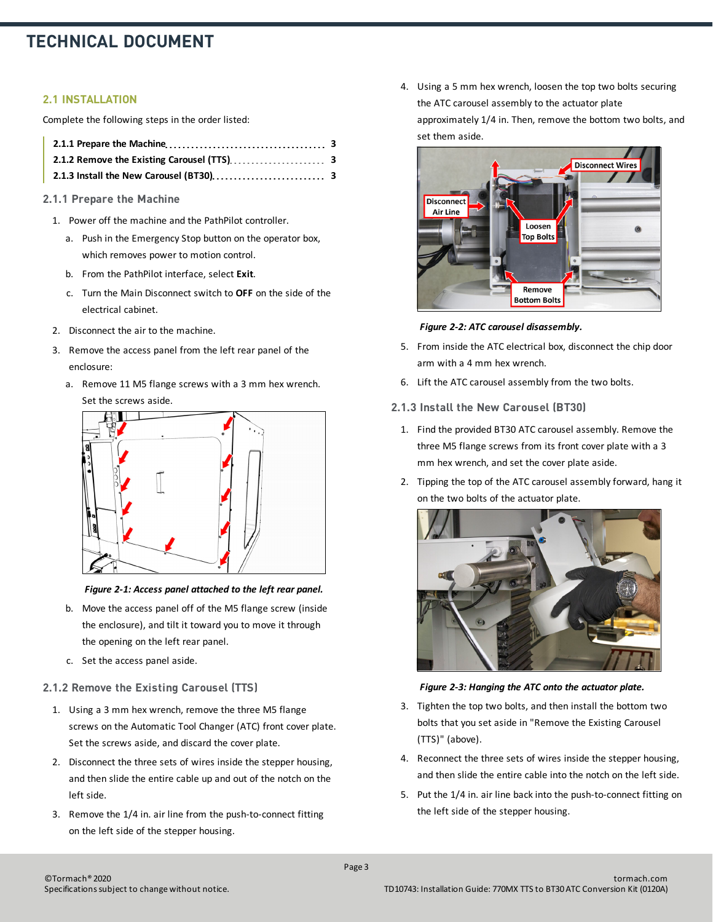# TECHNICAL DOCUMENT

## 2.1 INSTALLATION

Complete the following steps in the order listed:

- **2.1.1 Prepare the Machine** ........ 3
- **2.1.2 Remove the Existing Carousel (TTS)** ........ 3
- **2.1.3 Install the New Carousel (BT30)** ........ 3

### 2.1.1 Prepare the Machine

1. Power off the machine and the PathPilot controller.
   a. Push in the Emergency Stop button on the operator box, which removes power to motion control.
   b. From the PathPilot interface, select **Exit**.
   c. Turn the Main Disconnect switch to **OFF** on the side of the electrical cabinet.
2. Disconnect the air to the machine.
3. Remove the access panel from the left rear panel of the enclosure:
   a. Remove 11 M5 flange screws with a 3 mm hex wrench. Set the screws aside.

   ***Figure 2-1: Access panel attached to the left rear panel.***

   b. Move the access panel off of the M5 flange screw (inside the enclosure), and tilt it toward you to move it through the opening on the left rear panel.
   c. Set the access panel aside.

### 2.1.2 Remove the Existing Carousel (TTS)

1. Using a 3 mm hex wrench, remove the three M5 flange screws on the Automatic Tool Changer (ATC) front cover plate. Set the screws aside, and discard the cover plate.
2. Disconnect the three sets of wires inside the stepper housing, and then slide the entire cable up and out of the notch on the left side.
3. Remove the 1/4 in. air line from the push-to-connect fitting on the left side of the stepper housing.
4. Using a 5 mm hex wrench, loosen the top two bolts securing the ATC carousel assembly to the actuator plate approximately 1/4 in. Then, remove the bottom two bolts, and set them aside.

   ***Figure 2-2: ATC carousel disassembly.***

5. From inside the ATC electrical box, disconnect the chip door arm with a 4 mm hex wrench.
6. Lift the ATC carousel assembly from the two bolts.

### 2.1.3 Install the New Carousel (BT30)

1. Find the provided BT30 ATC carousel assembly. Remove the three M5 flange screws from its front cover plate with a 3 mm hex wrench, and set the cover plate aside.
2. Tipping the top of the ATC carousel assembly forward, hang it on the two bolts of the actuator plate.

   ***Figure 2-3: Hanging the ATC onto the actuator plate.***

3. Tighten the top two bolts, and then install the bottom two bolts that you set aside in "Remove the Existing Carousel (TTS)" (above).
4. Reconnect the three sets of wires inside the stepper housing, and then slide the entire cable into the notch on the left side.
5. Put the 1/4 in. air line back into the push-to-connect fitting on the left side of the stepper housing.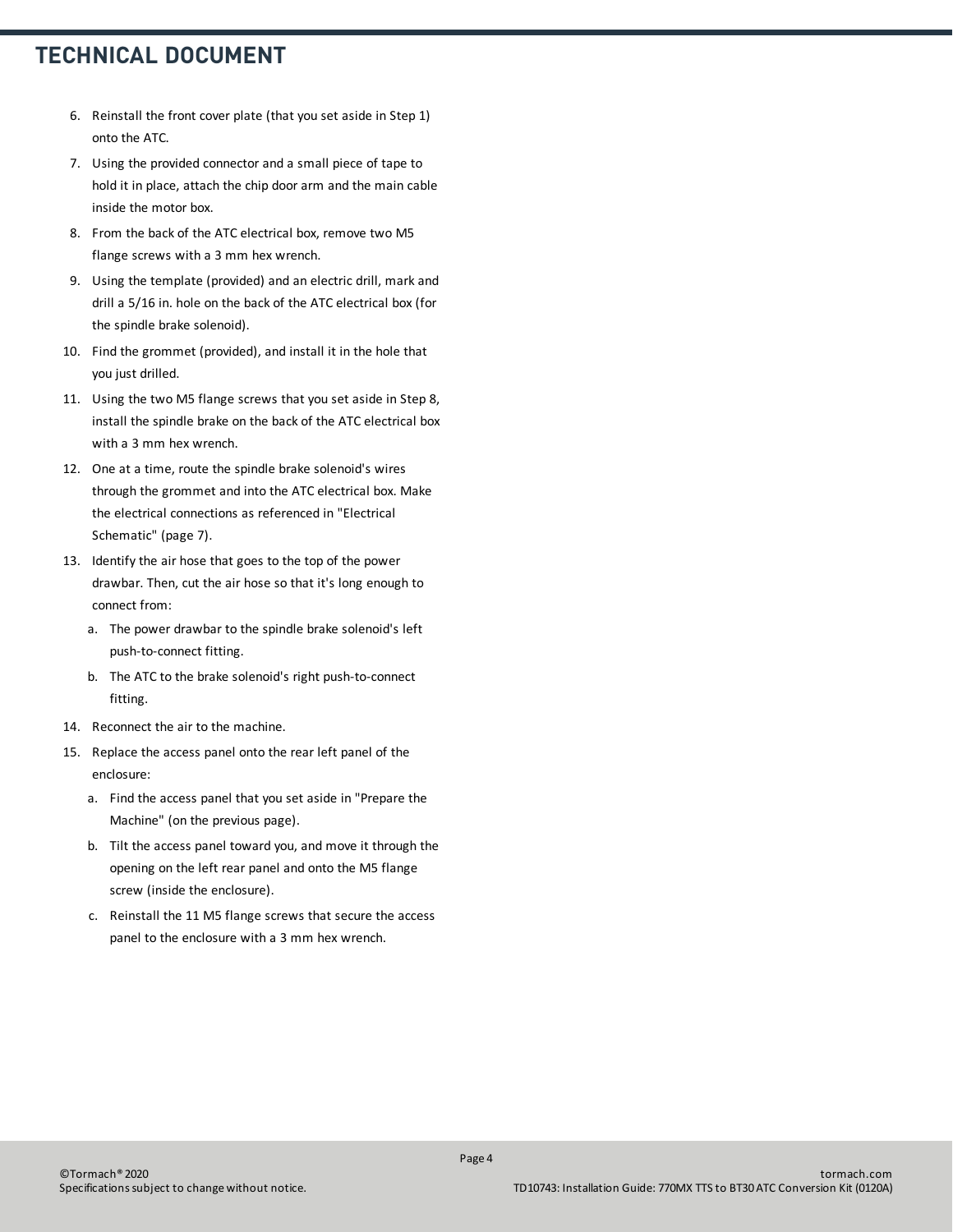6. Reinstall the front cover plate (that you set aside in Step 1) onto the ATC.
7. Using the provided connector and a small piece of tape to hold it in place, attach the chip door arm and the main cable inside the motor box.
8. From the back of the ATC electrical box, remove two M5 flange screws with a 3 mm hex wrench.
9. Using the template (provided) and an electric drill, mark and drill a 5/16 in. hole on the back of the ATC electrical box (for the spindle brake solenoid).
10. Find the grommet (provided), and install it in the hole that you just drilled.
11. Using the two M5 flange screws that you set aside in Step 8, install the spindle brake on the back of the ATC electrical box with a 3 mm hex wrench.
12. One at a time, route the spindle brake solenoid's wires through the grommet and into the ATC electrical box. Make the electrical connections as referenced in "Electrical Schematic" (page 7).
13. Identify the air hose that goes to the top of the power drawbar. Then, cut the air hose so that it's long enough to connect from:
    a. The power drawbar to the spindle brake solenoid's left push-to-connect fitting.
    b. The ATC to the brake solenoid's right push-to-connect fitting.
14. Reconnect the air to the machine.
15. Replace the access panel onto the rear left panel of the enclosure:
    a. Find the access panel that you set aside in "Prepare the Machine" (on the previous page).
    b. Tilt the access panel toward you, and move it through the opening on the left rear panel and onto the M5 flange screw (inside the enclosure).
    c. Reinstall the 11 M5 flange screws that secure the access panel to the enclosure with a 3 mm hex wrench.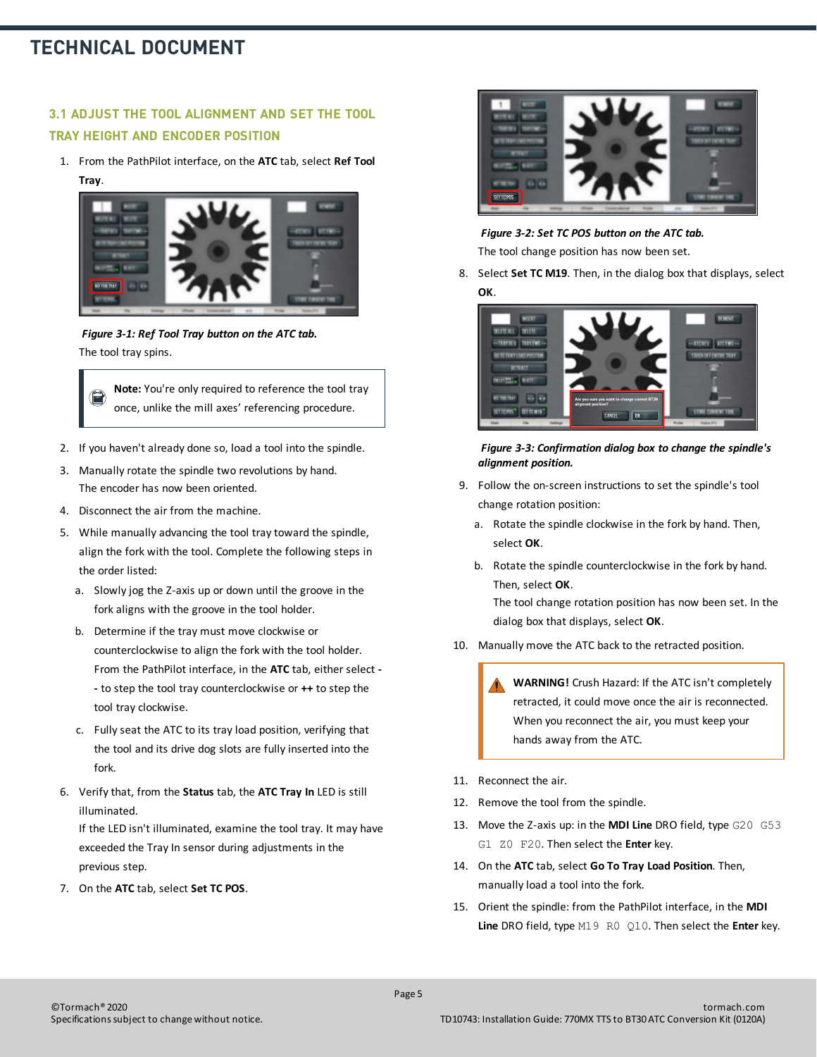### 3.1 ADJUST THE TOOL ALIGNMENT AND SET THE TOOL TRAY HEIGHT AND ENCODER POSITION

1. From the PathPilot interface, on the **ATC** tab, select **Ref Tool Tray**.

   *Figure 3-1: Ref Tool Tray button on the ATC tab.*

   The tool tray spins.

   > **Note:** You're only required to reference the tool tray once, unlike the mill axes' referencing procedure.

2. If you haven't already done so, load a tool into the spindle.
3. Manually rotate the spindle two revolutions by hand.
   The encoder has now been oriented.
4. Disconnect the air from the machine.
5. While manually advancing the tool tray toward the spindle, align the fork with the tool. Complete the following steps in the order listed:
   a. Slowly jog the Z-axis up or down until the groove in the fork aligns with the groove in the tool holder.
   b. Determine if the tray must move clockwise or counterclockwise to align the fork with the tool holder. From the PathPilot interface, in the **ATC** tab, either select **--** to step the tool tray counterclockwise or **++** to step the tool tray clockwise.
   c. Fully seat the ATC to its tray load position, verifying that the tool and its drive dog slots are fully inserted into the fork.
6. Verify that, from the **Status** tab, the **ATC Tray In** LED is still illuminated.
   If the LED isn't illuminated, examine the tool tray. It may have exceeded the Tray In sensor during adjustments in the previous step.
7. On the **ATC** tab, select **Set TC POS**.

   *Figure 3-2: Set TC POS button on the ATC tab.*

   The tool change position has now been set.

8. Select **Set TC M19**. Then, in the dialog box that displays, select **OK**.

   *Figure 3-3: Confirmation dialog box to change the spindle's alignment position.*

9. Follow the on-screen instructions to set the spindle's tool change rotation position:
   a. Rotate the spindle clockwise in the fork by hand. Then, select **OK**.
   b. Rotate the spindle counterclockwise in the fork by hand. Then, select **OK**.
   The tool change rotation position has now been set. In the dialog box that displays, select **OK**.
10. Manually move the ATC back to the retracted position.

   > **WARNING!** Crush Hazard: If the ATC isn't completely retracted, it could move once the air is reconnected. When you reconnect the air, you must keep your hands away from the ATC.

11. Reconnect the air.
12. Remove the tool from the spindle.
13. Move the Z-axis up: in the **MDI Line** DRO field, type `G20 G53 G1 Z0 F20`. Then select the **Enter** key.
14. On the **ATC** tab, select **Go To Tray Load Position**. Then, manually load a tool into the fork.
15. Orient the spindle: from the PathPilot interface, in the **MDI Line** DRO field, type `M19 R0 Q10`. Then select the **Enter** key.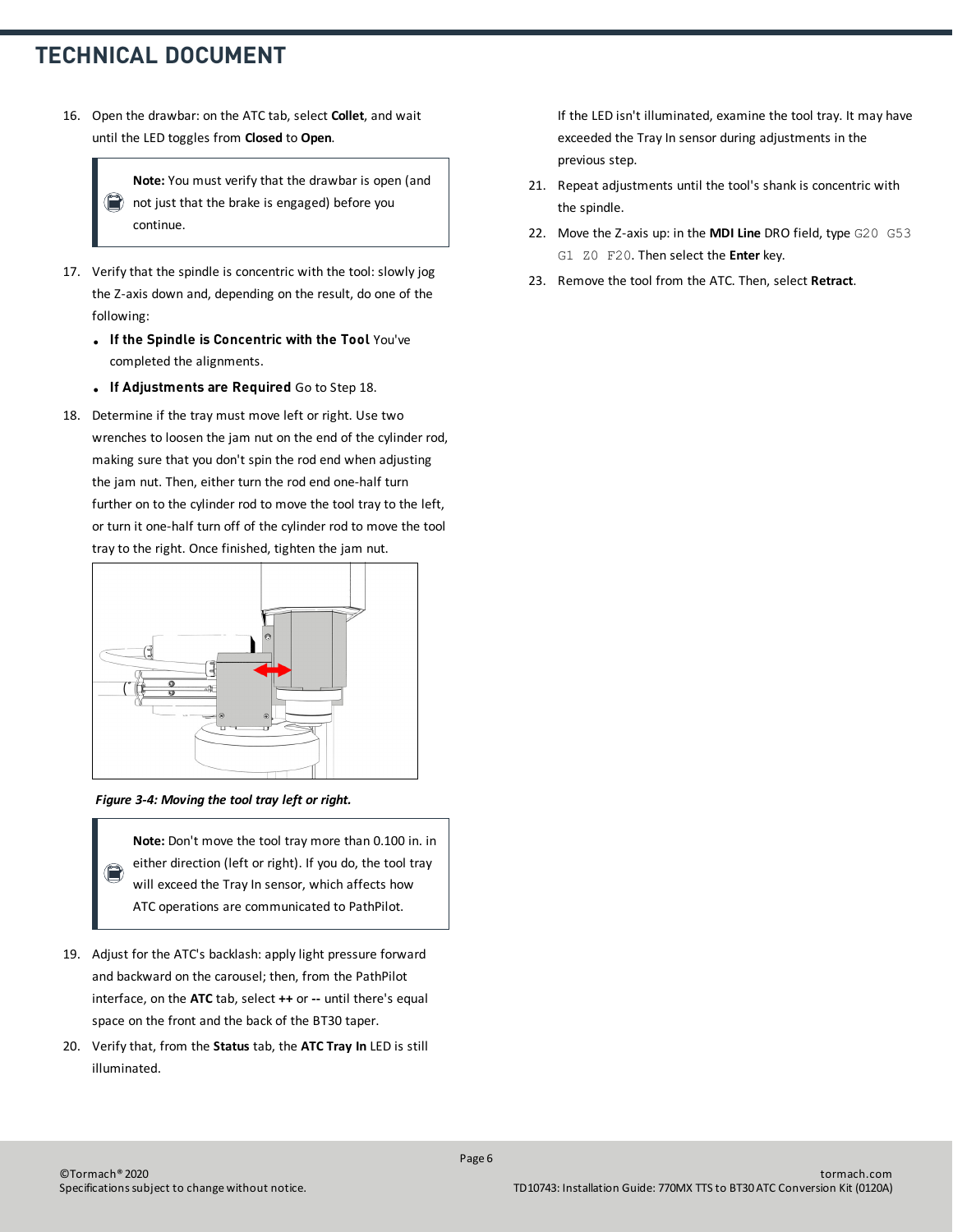16. Open the drawbar: on the ATC tab, select **Collet**, and wait until the LED toggles from **Closed** to **Open**.

 > **Note:** You must verify that the drawbar is open (and not just that the brake is engaged) before you continue.

17. Verify that the spindle is concentric with the tool: slowly jog the Z-axis down and, depending on the result, do one of the following:
    - **If the Spindle is Concentric with the Tool** You've completed the alignments.
    - **If Adjustments are Required** Go to Step 18.

18. Determine if the tray must move left or right. Use two wrenches to loosen the jam nut on the end of the cylinder rod, making sure that you don't spin the rod end when adjusting the jam nut. Then, either turn the rod end one-half turn further on to the cylinder rod to move the tool tray to the left, or turn it one-half turn off of the cylinder rod to move the tool tray to the right. Once finished, tighten the jam nut.

 ***Figure 3-4: Moving the tool tray left or right.***

 > **Note:** Don't move the tool tray more than 0.100 in. in either direction (left or right). If you do, the tool tray will exceed the Tray In sensor, which affects how ATC operations are communicated to PathPilot.

19. Adjust for the ATC's backlash: apply light pressure forward and backward on the carousel; then, from the PathPilot interface, on the **ATC** tab, select **++** or **--** until there's equal space on the front and the back of the BT30 taper.

20. Verify that, from the **Status** tab, the **ATC Tray In** LED is still illuminated.

 If the LED isn't illuminated, examine the tool tray. It may have exceeded the Tray In sensor during adjustments in the previous step.

21. Repeat adjustments until the tool's shank is concentric with the spindle.

22. Move the Z-axis up: in the **MDI Line** DRO field, type `G20 G53 G1 Z0 F20`. Then select the **Enter** key.

23. Remove the tool from the ATC. Then, select **Retract**.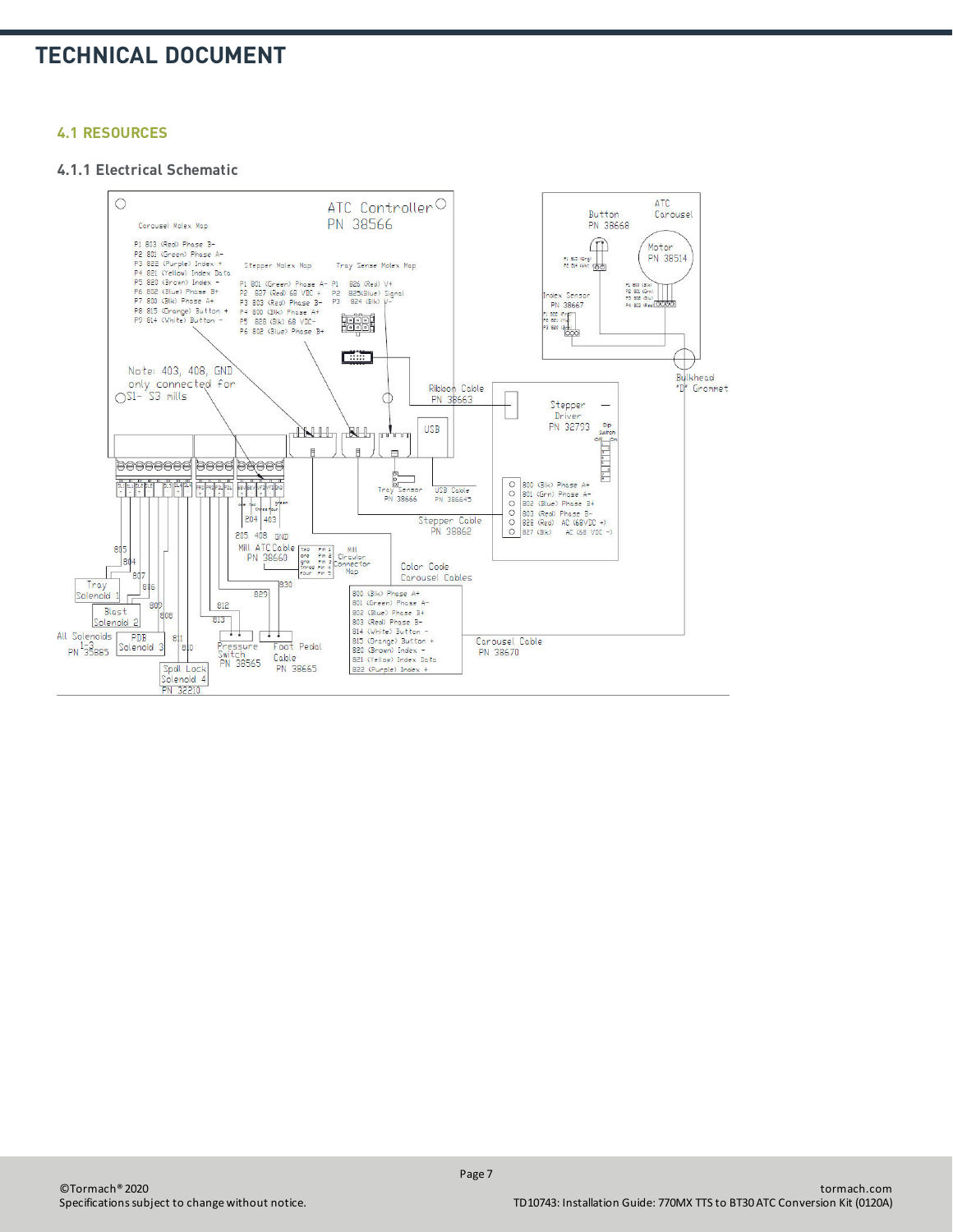## 4.1 RESOURCES

### 4.1.1 Electrical Schematic

ATC Controller
PN 38566

Carousel Molex Map

- P1 803 (Red) Phase B-
- P2 801 (Green) Phase A-
- P3 822 (Purple) Index +
- P4 821 (Yellow) Index Data
- P5 820 (Brown) Index -
- P6 802 (Blue) Phase B+
- P7 800 (Blk) Phase A+
- P8 815 (Orange) Button +
- P9 814 (White) Button -

Stepper Molex Map

- P1 801 (Green) Phase A-
- P2 827 (Red) 68 VDC +
- P3 803 (Red) Phase B-
- P4 800 (Blk) Phase A+
- P5 828 (Blk) 68 VDC-
- P6 802 (Blue) Phase B+

Tray Sense Molex Map

- P1 826 (Red) V+
- P2 825(Blue) Signal
- P3 824 (Blk) V-

Note: 403, 408, GND only connected for S1- S3 mills

ATC Carousel

Button PN 38668

Motor PN 38514

Index Sensor PN 38667

Bulkhead "D" Grommet

Ribbon Cable PN 38663

USB

Stepper Driver PN 32793

Dip Switch

- 800 (Blk) Phase A+
- 801 (Grn) Phase A-
- 802 (Blue) Phase B+
- 803 (Red) Phase B-
- 828 (Red) AC (68VDC +)
- 827 (Blk) AC (68 VDC -)

Tray Sensor PN 38666

USB Cable PN 38664S

Stepper Cable PN 38862

205 408 GND

204 403

Mill ATC Cable PN 38660

Mill Circular Connector Map

Color Code Carousel Cables

- 800 (Blk) Phase A+
- 801 (Green) Phase A-
- 802 (Blue) Phase B+
- 803 (Red) Phase B-
- 814 (White) Button -
- 815 (Orange) Button +
- 820 (Brown) Index -
- 821 (Yellow) Index Data
- 822 (Purple) Index +

Carousel Cable PN 38670

Tray Solenoid 1

Blast Solenoid 2

PDB Solenoid 3

All Solenoids 1-3 PN 33885

Spail Lock Solenoid 4 PN 32210

Pressure Switch PN 38565

Foot Pedal Cable PN 38665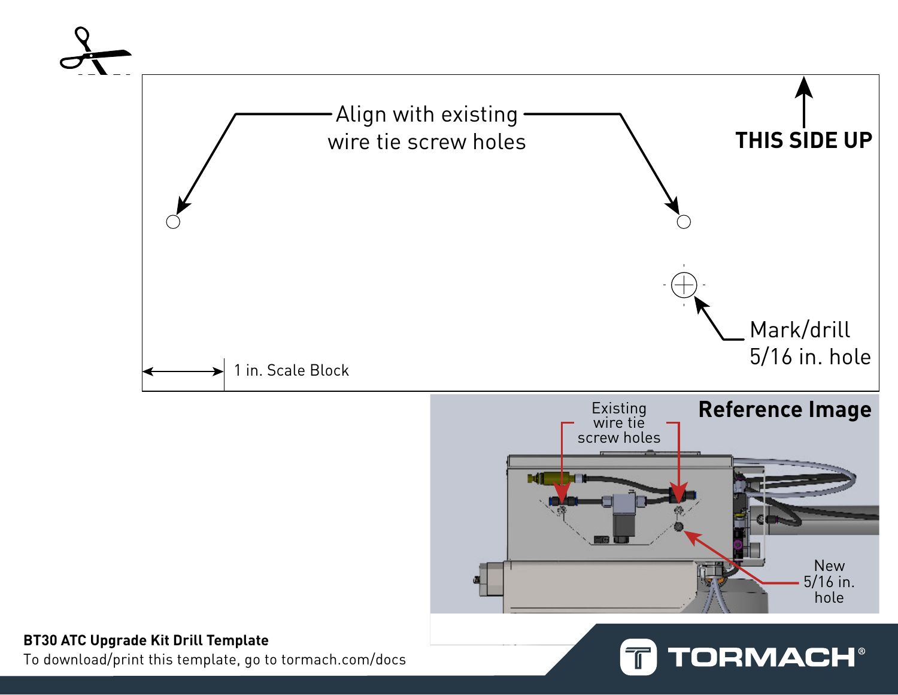Align with existing wire tie screw holes

THIS SIDE UP

Mark/drill 5/16 in. hole

1 in. Scale Block

**Reference Image**

Existing wire tie screw holes

New 5/16 in. hole

**BT30 ATC Upgrade Kit Drill Template**

To download/print this template, go to tormach.com/docs

TORMACH®